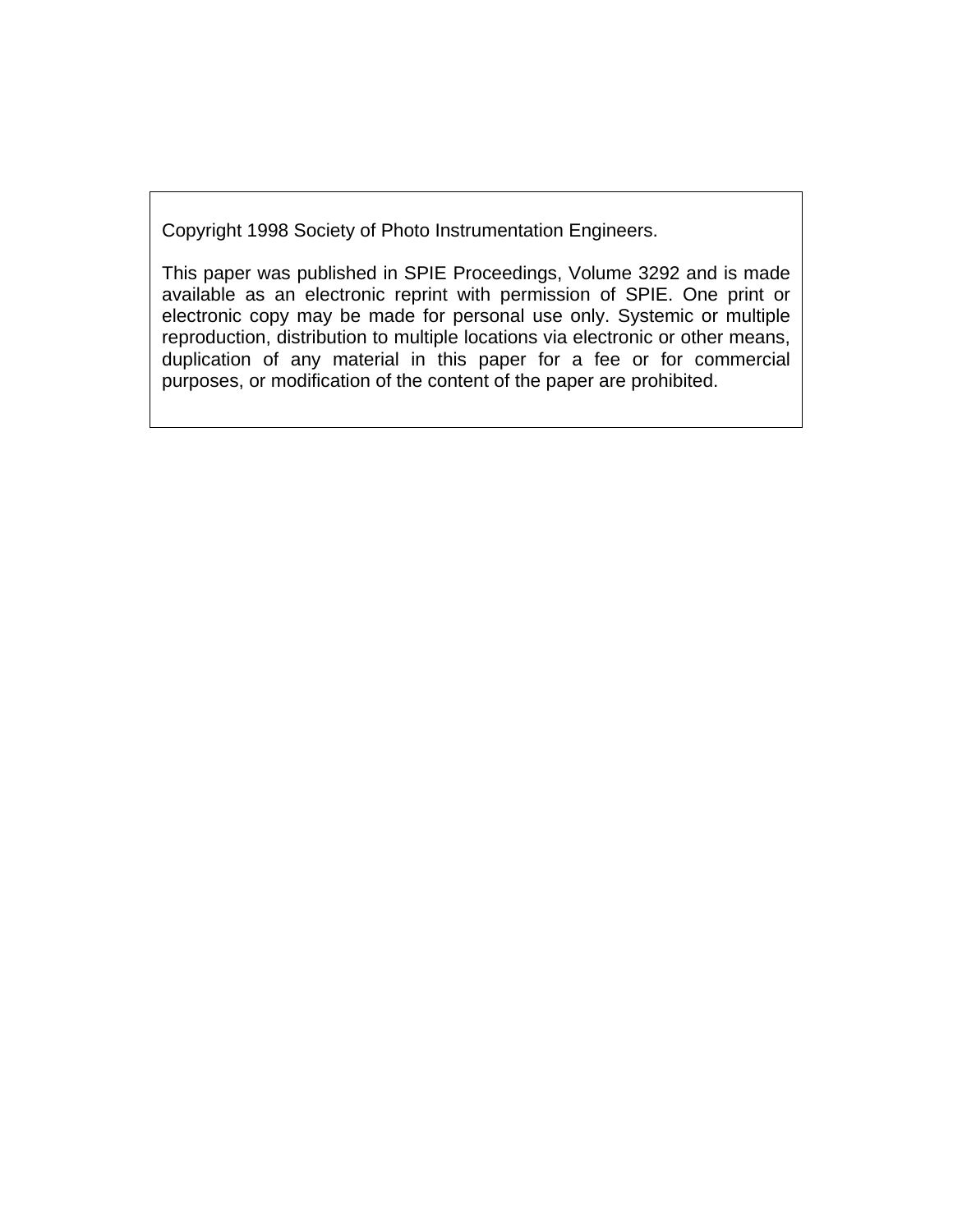Copyright 1998 Society of Photo Instrumentation Engineers.

This paper was published in SPIE Proceedings, Volume 3292 and is made available as an electronic reprint with permission of SPIE. One print or electronic copy may be made for personal use only. Systemic or multiple reproduction, distribution to multiple locations via electronic or other means, duplication of any material in this paper for a fee or for commercial purposes, or modification of the content of the paper are prohibited.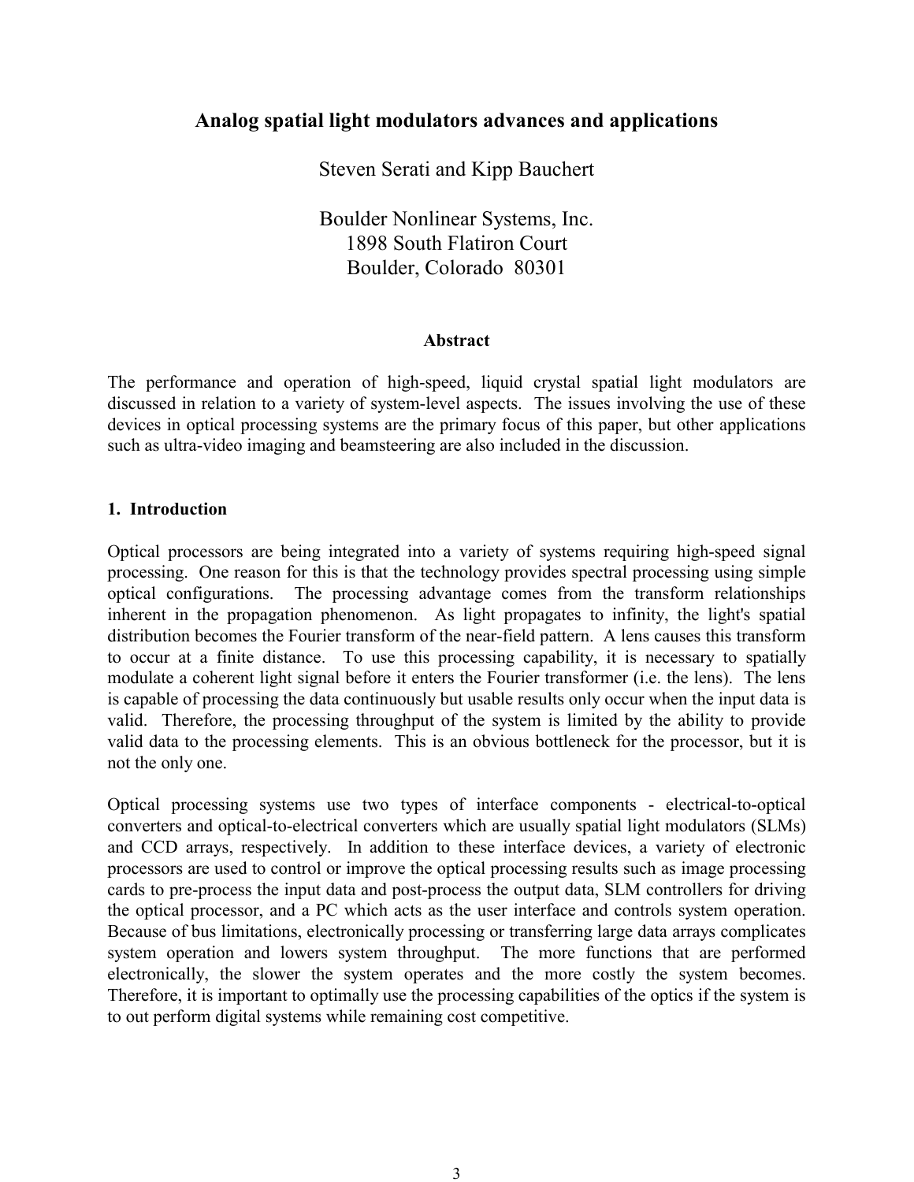# Analog spatial light modulators advances and applications

Steven Serati and Kipp Bauchert

Boulder Nonlinear Systems, Inc.
1898 South Flatiron Court
Boulder, Colorado 80301

### Abstract

The performance and operation of high-speed, liquid crystal spatial light modulators are discussed in relation to a variety of system-level aspects. The issues involving the use of these devices in optical processing systems are the primary focus of this paper, but other applications such as ultra-video imaging and beamsteering are also included in the discussion.

## 1. Introduction

Optical processors are being integrated into a variety of systems requiring high-speed signal processing. One reason for this is that the technology provides spectral processing using simple optical configurations. The processing advantage comes from the transform relationships inherent in the propagation phenomenon. As light propagates to infinity, the light's spatial distribution becomes the Fourier transform of the near-field pattern. A lens causes this transform to occur at a finite distance. To use this processing capability, it is necessary to spatially modulate a coherent light signal before it enters the Fourier transformer (i.e. the lens). The lens is capable of processing the data continuously but usable results only occur when the input data is valid. Therefore, the processing throughput of the system is limited by the ability to provide valid data to the processing elements. This is an obvious bottleneck for the processor, but it is not the only one.

Optical processing systems use two types of interface components - electrical-to-optical converters and optical-to-electrical converters which are usually spatial light modulators (SLMs) and CCD arrays, respectively. In addition to these interface devices, a variety of electronic processors are used to control or improve the optical processing results such as image processing cards to pre-process the input data and post-process the output data, SLM controllers for driving the optical processor, and a PC which acts as the user interface and controls system operation. Because of bus limitations, electronically processing or transferring large data arrays complicates system operation and lowers system throughput. The more functions that are performed electronically, the slower the system operates and the more costly the system becomes. Therefore, it is important to optimally use the processing capabilities of the optics if the system is to out perform digital systems while remaining cost competitive.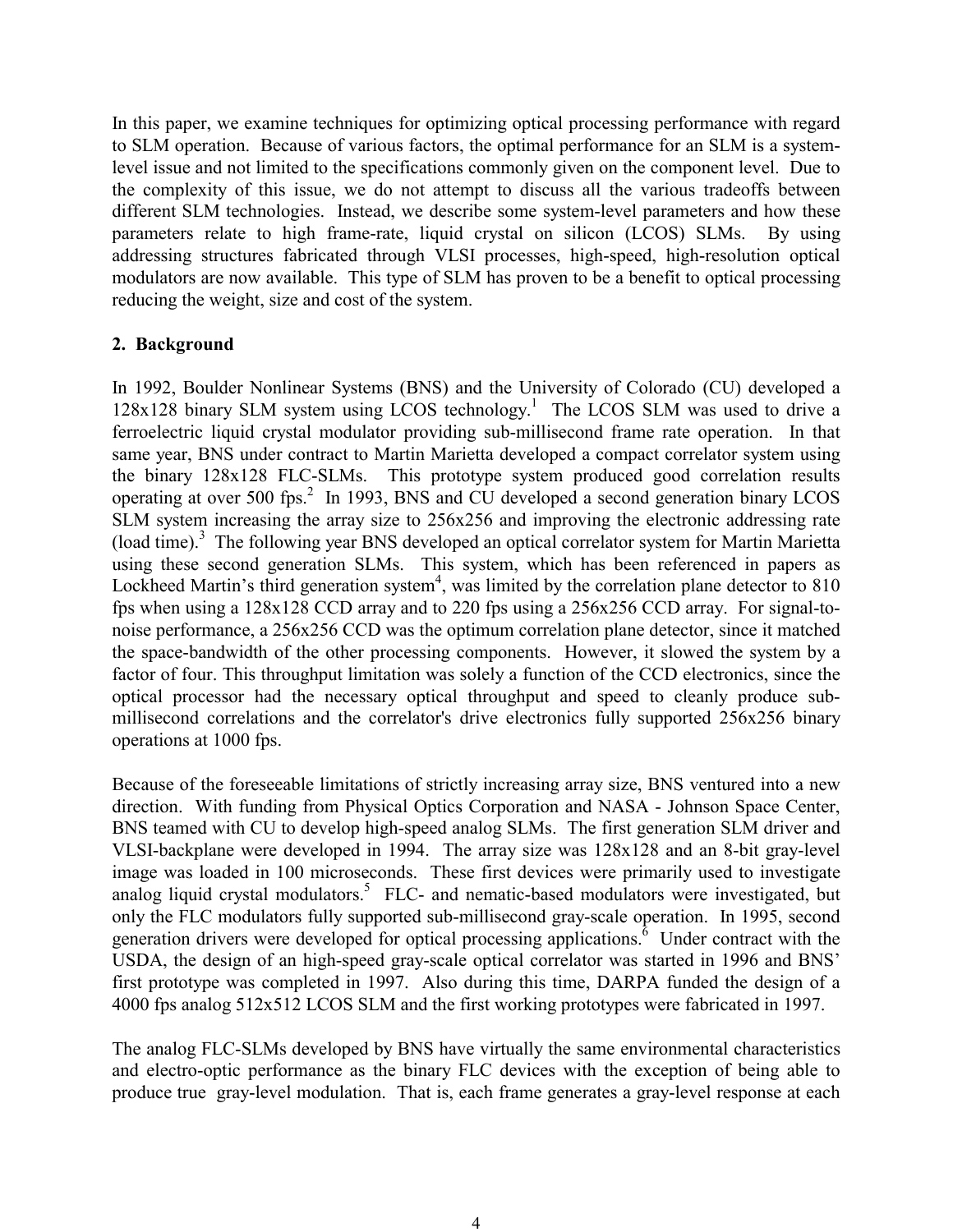In this paper, we examine techniques for optimizing optical processing performance with regard to SLM operation. Because of various factors, the optimal performance for an SLM is a system-level issue and not limited to the specifications commonly given on the component level. Due to the complexity of this issue, we do not attempt to discuss all the various tradeoffs between different SLM technologies. Instead, we describe some system-level parameters and how these parameters relate to high frame-rate, liquid crystal on silicon (LCOS) SLMs. By using addressing structures fabricated through VLSI processes, high-speed, high-resolution optical modulators are now available. This type of SLM has proven to be a benefit to optical processing reducing the weight, size and cost of the system.

## 2. Background

In 1992, Boulder Nonlinear Systems (BNS) and the University of Colorado (CU) developed a 128x128 binary SLM system using LCOS technology.[1] The LCOS SLM was used to drive a ferroelectric liquid crystal modulator providing sub-millisecond frame rate operation. In that same year, BNS under contract to Martin Marietta developed a compact correlator system using the binary 128x128 FLC-SLMs. This prototype system produced good correlation results operating at over 500 fps.[2] In 1993, BNS and CU developed a second generation binary LCOS SLM system increasing the array size to 256x256 and improving the electronic addressing rate (load time).[3] The following year BNS developed an optical correlator system for Martin Marietta using these second generation SLMs. This system, which has been referenced in papers as Lockheed Martin's third generation system[4], was limited by the correlation plane detector to 810 fps when using a 128x128 CCD array and to 220 fps using a 256x256 CCD array. For signal-to-noise performance, a 256x256 CCD was the optimum correlation plane detector, since it matched the space-bandwidth of the other processing components. However, it slowed the system by a factor of four. This throughput limitation was solely a function of the CCD electronics, since the optical processor had the necessary optical throughput and speed to cleanly produce sub-millisecond correlations and the correlator's drive electronics fully supported 256x256 binary operations at 1000 fps.

Because of the foreseeable limitations of strictly increasing array size, BNS ventured into a new direction. With funding from Physical Optics Corporation and NASA - Johnson Space Center, BNS teamed with CU to develop high-speed analog SLMs. The first generation SLM driver and VLSI-backplane were developed in 1994. The array size was 128x128 and an 8-bit gray-level image was loaded in 100 microseconds. These first devices were primarily used to investigate analog liquid crystal modulators.[5] FLC- and nematic-based modulators were investigated, but only the FLC modulators fully supported sub-millisecond gray-scale operation. In 1995, second generation drivers were developed for optical processing applications.[6] Under contract with the USDA, the design of an high-speed gray-scale optical correlator was started in 1996 and BNS' first prototype was completed in 1997. Also during this time, DARPA funded the design of a 4000 fps analog 512x512 LCOS SLM and the first working prototypes were fabricated in 1997.

The analog FLC-SLMs developed by BNS have virtually the same environmental characteristics and electro-optic performance as the binary FLC devices with the exception of being able to produce true gray-level modulation. That is, each frame generates a gray-level response at each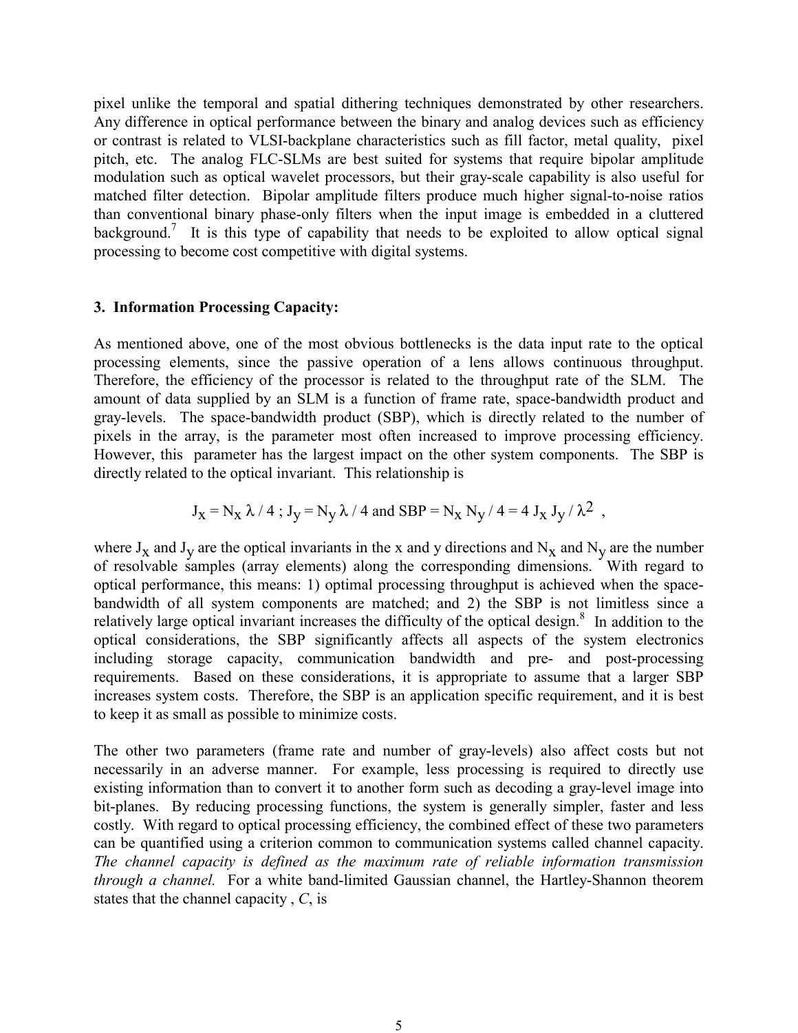pixel unlike the temporal and spatial dithering techniques demonstrated by other researchers. Any difference in optical performance between the binary and analog devices such as efficiency or contrast is related to VLSI-backplane characteristics such as fill factor, metal quality, pixel pitch, etc. The analog FLC-SLMs are best suited for systems that require bipolar amplitude modulation such as optical wavelet processors, but their gray-scale capability is also useful for matched filter detection. Bipolar amplitude filters produce much higher signal-to-noise ratios than conventional binary phase-only filters when the input image is embedded in a cluttered background.[7] It is this type of capability that needs to be exploited to allow optical signal processing to become cost competitive with digital systems.

### 3. Information Processing Capacity:

As mentioned above, one of the most obvious bottlenecks is the data input rate to the optical processing elements, since the passive operation of a lens allows continuous throughput. Therefore, the efficiency of the processor is related to the throughput rate of the SLM. The amount of data supplied by an SLM is a function of frame rate, space-bandwidth product and gray-levels. The space-bandwidth product (SBP), which is directly related to the number of pixels in the array, is the parameter most often increased to improve processing efficiency. However, this parameter has the largest impact on the other system components. The SBP is directly related to the optical invariant. This relationship is

$$J_x = N_x \lambda / 4 \; ; \; J_y = N_y \lambda / 4 \text{ and } SBP = N_x N_y / 4 = 4 J_x J_y / \lambda^2 \;,$$

where $J_x$ and $J_y$ are the optical invariants in the x and y directions and $N_x$ and $N_y$ are the number of resolvable samples (array elements) along the corresponding dimensions. With regard to optical performance, this means: 1) optimal processing throughput is achieved when the space-bandwidth of all system components are matched; and 2) the SBP is not limitless since a relatively large optical invariant increases the difficulty of the optical design.[8] In addition to the optical considerations, the SBP significantly affects all aspects of the system electronics including storage capacity, communication bandwidth and pre- and post-processing requirements. Based on these considerations, it is appropriate to assume that a larger SBP increases system costs. Therefore, the SBP is an application specific requirement, and it is best to keep it as small as possible to minimize costs.

The other two parameters (frame rate and number of gray-levels) also affect costs but not necessarily in an adverse manner. For example, less processing is required to directly use existing information than to convert it to another form such as decoding a gray-level image into bit-planes. By reducing processing functions, the system is generally simpler, faster and less costly. With regard to optical processing efficiency, the combined effect of these two parameters can be quantified using a criterion common to communication systems called channel capacity. *The channel capacity is defined as the maximum rate of reliable information transmission through a channel.* For a white band-limited Gaussian channel, the Hartley-Shannon theorem states that the channel capacity , *C*, is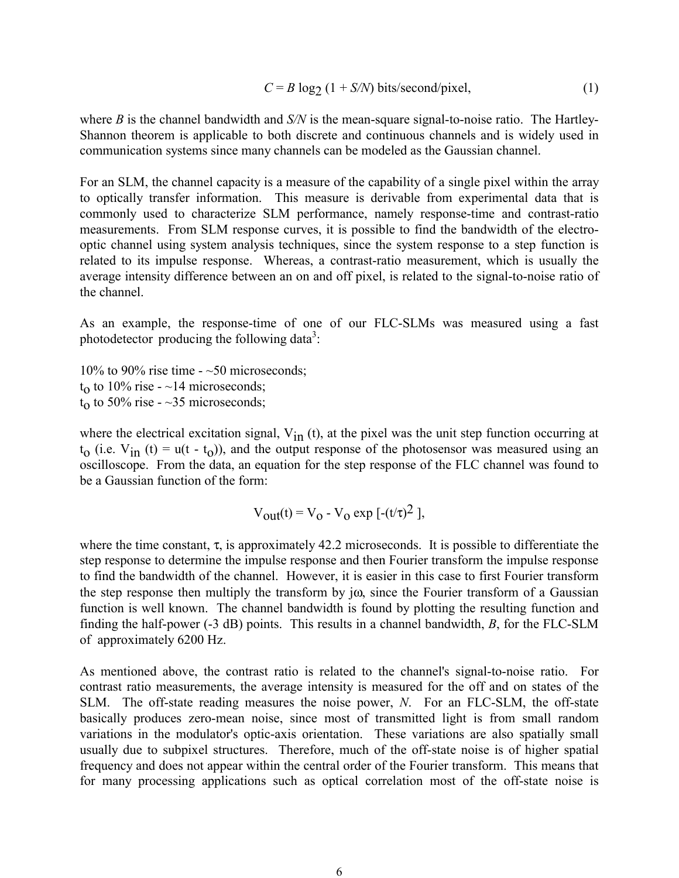$$C = B \log_2 (1 + S/N) \text{ bits/second/pixel,} \tag{1}$$

where $B$ is the channel bandwidth and $S/N$ is the mean-square signal-to-noise ratio. The Hartley-Shannon theorem is applicable to both discrete and continuous channels and is widely used in communication systems since many channels can be modeled as the Gaussian channel.

For an SLM, the channel capacity is a measure of the capability of a single pixel within the array to optically transfer information. This measure is derivable from experimental data that is commonly used to characterize SLM performance, namely response-time and contrast-ratio measurements. From SLM response curves, it is possible to find the bandwidth of the electro-optic channel using system analysis techniques, since the system response to a step function is related to its impulse response. Whereas, a contrast-ratio measurement, which is usually the average intensity difference between an on and off pixel, is related to the signal-to-noise ratio of the channel.

As an example, the response-time of one of our FLC-SLMs was measured using a fast photodetector producing the following data[3]:

10% to 90% rise time - ~50 microseconds;
$t_o$ to 10% rise - ~14 microseconds;
$t_o$ to 50% rise - ~35 microseconds;

where the electrical excitation signal, $V_{in}(t)$, at the pixel was the unit step function occurring at $t_o$ (i.e. $V_{in}(t) = u(t - t_o)$), and the output response of the photosensor was measured using an oscilloscope. From the data, an equation for the step response of the FLC channel was found to be a Gaussian function of the form:

$$V_{out}(t) = V_o - V_o \exp\left[-(t/\tau)^2\right],$$

where the time constant, $\tau$, is approximately 42.2 microseconds. It is possible to differentiate the step response to determine the impulse response and then Fourier transform the impulse response to find the bandwidth of the channel. However, it is easier in this case to first Fourier transform the step response then multiply the transform by $j\omega$, since the Fourier transform of a Gaussian function is well known. The channel bandwidth is found by plotting the resulting function and finding the half-power (-3 dB) points. This results in a channel bandwidth, $B$, for the FLC-SLM of approximately 6200 Hz.

As mentioned above, the contrast ratio is related to the channel's signal-to-noise ratio. For contrast ratio measurements, the average intensity is measured for the off and on states of the SLM. The off-state reading measures the noise power, $N$. For an FLC-SLM, the off-state basically produces zero-mean noise, since most of transmitted light is from small random variations in the modulator's optic-axis orientation. These variations are also spatially small usually due to subpixel structures. Therefore, much of the off-state noise is of higher spatial frequency and does not appear within the central order of the Fourier transform. This means that for many processing applications such as optical correlation most of the off-state noise is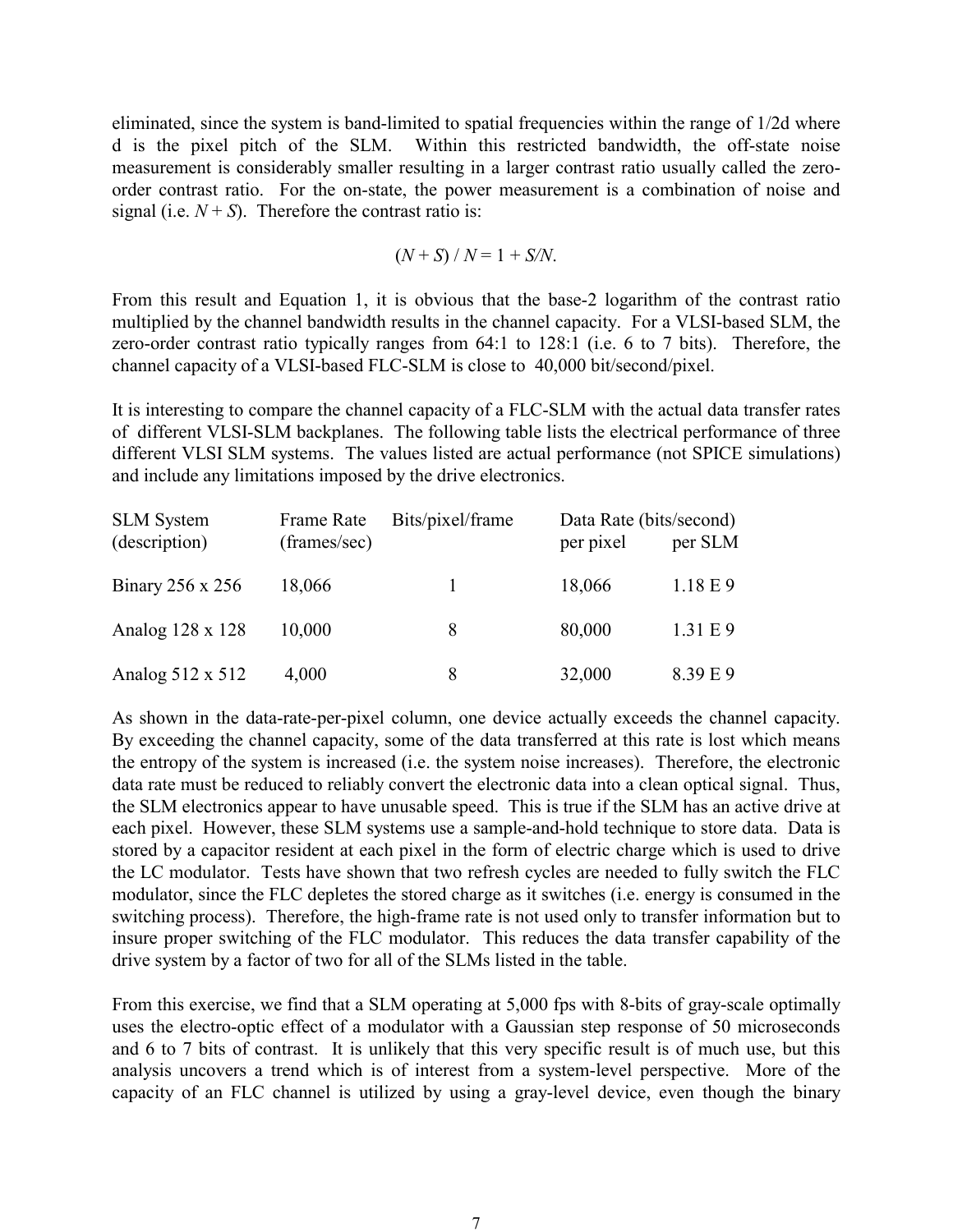eliminated, since the system is band-limited to spatial frequencies within the range of 1/2d where d is the pixel pitch of the SLM. Within this restricted bandwidth, the off-state noise measurement is considerably smaller resulting in a larger contrast ratio usually called the zero-order contrast ratio. For the on-state, the power measurement is a combination of noise and signal (i.e. $N + S$). Therefore the contrast ratio is:

$$(N + S) / N = 1 + S/N.$$

From this result and Equation 1, it is obvious that the base-2 logarithm of the contrast ratio multiplied by the channel bandwidth results in the channel capacity. For a VLSI-based SLM, the zero-order contrast ratio typically ranges from 64:1 to 128:1 (i.e. 6 to 7 bits). Therefore, the channel capacity of a VLSI-based FLC-SLM is close to 40,000 bit/second/pixel.

It is interesting to compare the channel capacity of a FLC-SLM with the actual data transfer rates of different VLSI-SLM backplanes. The following table lists the electrical performance of three different VLSI SLM systems. The values listed are actual performance (not SPICE simulations) and include any limitations imposed by the drive electronics.

| SLM System (description) | Frame Rate (frames/sec) | Bits/pixel/frame | Data Rate (bits/second) per pixel | Data Rate (bits/second) per SLM |
|---|---|---|---|---|
| Binary 256 x 256 | 18,066 | 1 | 18,066 | 1.18 E 9 |
| Analog 128 x 128 | 10,000 | 8 | 80,000 | 1.31 E 9 |
| Analog 512 x 512 | 4,000 | 8 | 32,000 | 8.39 E 9 |

As shown in the data-rate-per-pixel column, one device actually exceeds the channel capacity. By exceeding the channel capacity, some of the data transferred at this rate is lost which means the entropy of the system is increased (i.e. the system noise increases). Therefore, the electronic data rate must be reduced to reliably convert the electronic data into a clean optical signal. Thus, the SLM electronics appear to have unusable speed. This is true if the SLM has an active drive at each pixel. However, these SLM systems use a sample-and-hold technique to store data. Data is stored by a capacitor resident at each pixel in the form of electric charge which is used to drive the LC modulator. Tests have shown that two refresh cycles are needed to fully switch the FLC modulator, since the FLC depletes the stored charge as it switches (i.e. energy is consumed in the switching process). Therefore, the high-frame rate is not used only to transfer information but to insure proper switching of the FLC modulator. This reduces the data transfer capability of the drive system by a factor of two for all of the SLMs listed in the table.

From this exercise, we find that a SLM operating at 5,000 fps with 8-bits of gray-scale optimally uses the electro-optic effect of a modulator with a Gaussian step response of 50 microseconds and 6 to 7 bits of contrast. It is unlikely that this very specific result is of much use, but this analysis uncovers a trend which is of interest from a system-level perspective. More of the capacity of an FLC channel is utilized by using a gray-level device, even though the binary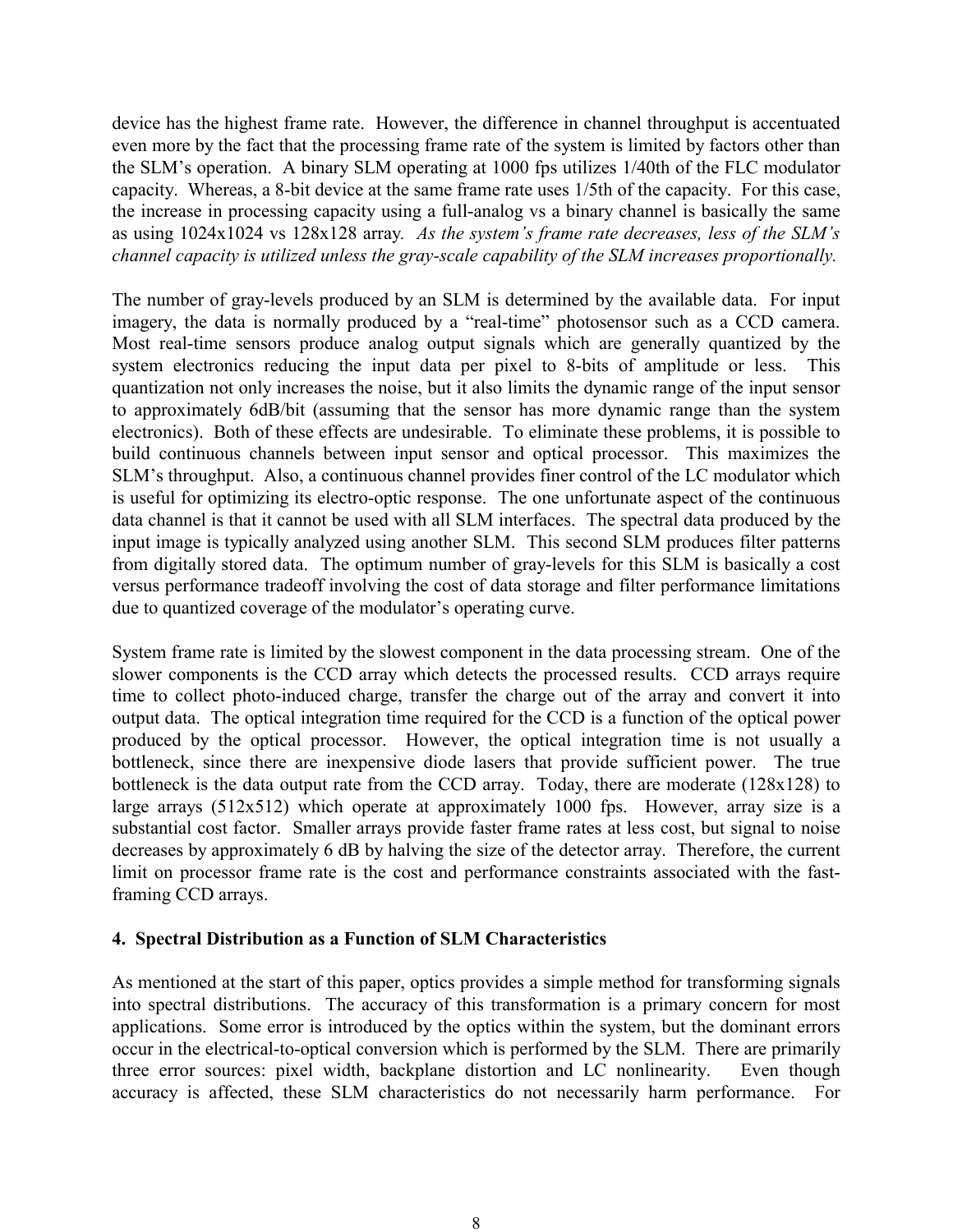device has the highest frame rate. However, the difference in channel throughput is accentuated even more by the fact that the processing frame rate of the system is limited by factors other than the SLM's operation. A binary SLM operating at 1000 fps utilizes 1/40th of the FLC modulator capacity. Whereas, a 8-bit device at the same frame rate uses 1/5th of the capacity. For this case, the increase in processing capacity using a full-analog vs a binary channel is basically the same as using 1024x1024 vs 128x128 array. *As the system's frame rate decreases, less of the SLM's channel capacity is utilized unless the gray-scale capability of the SLM increases proportionally.*

The number of gray-levels produced by an SLM is determined by the available data. For input imagery, the data is normally produced by a "real-time" photosensor such as a CCD camera. Most real-time sensors produce analog output signals which are generally quantized by the system electronics reducing the input data per pixel to 8-bits of amplitude or less. This quantization not only increases the noise, but it also limits the dynamic range of the input sensor to approximately 6dB/bit (assuming that the sensor has more dynamic range than the system electronics). Both of these effects are undesirable. To eliminate these problems, it is possible to build continuous channels between input sensor and optical processor. This maximizes the SLM's throughput. Also, a continuous channel provides finer control of the LC modulator which is useful for optimizing its electro-optic response. The one unfortunate aspect of the continuous data channel is that it cannot be used with all SLM interfaces. The spectral data produced by the input image is typically analyzed using another SLM. This second SLM produces filter patterns from digitally stored data. The optimum number of gray-levels for this SLM is basically a cost versus performance tradeoff involving the cost of data storage and filter performance limitations due to quantized coverage of the modulator's operating curve.

System frame rate is limited by the slowest component in the data processing stream. One of the slower components is the CCD array which detects the processed results. CCD arrays require time to collect photo-induced charge, transfer the charge out of the array and convert it into output data. The optical integration time required for the CCD is a function of the optical power produced by the optical processor. However, the optical integration time is not usually a bottleneck, since there are inexpensive diode lasers that provide sufficient power. The true bottleneck is the data output rate from the CCD array. Today, there are moderate (128x128) to large arrays (512x512) which operate at approximately 1000 fps. However, array size is a substantial cost factor. Smaller arrays provide faster frame rates at less cost, but signal to noise decreases by approximately 6 dB by halving the size of the detector array. Therefore, the current limit on processor frame rate is the cost and performance constraints associated with the fast-framing CCD arrays.

## 4. Spectral Distribution as a Function of SLM Characteristics

As mentioned at the start of this paper, optics provides a simple method for transforming signals into spectral distributions. The accuracy of this transformation is a primary concern for most applications. Some error is introduced by the optics within the system, but the dominant errors occur in the electrical-to-optical conversion which is performed by the SLM. There are primarily three error sources: pixel width, backplane distortion and LC nonlinearity. Even though accuracy is affected, these SLM characteristics do not necessarily harm performance. For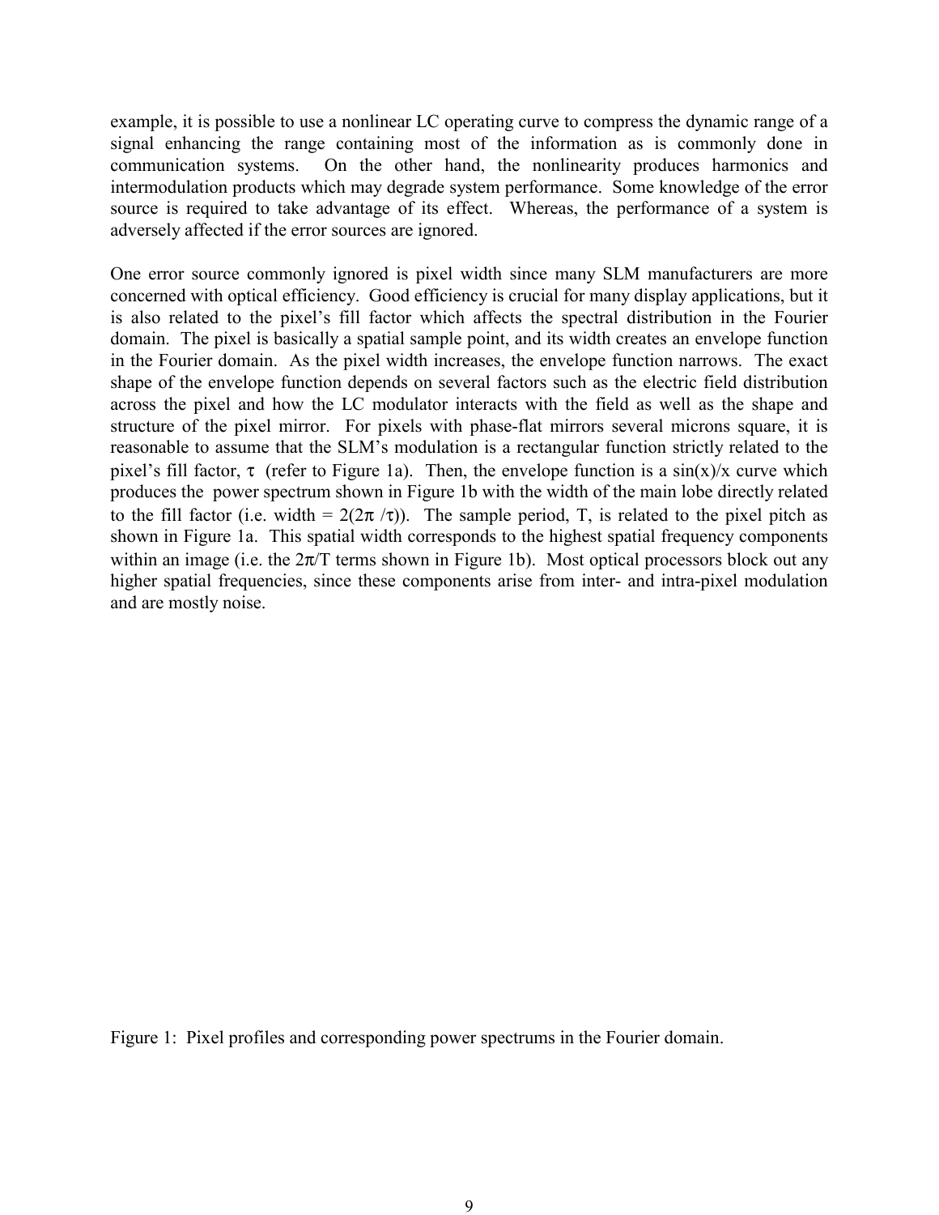example, it is possible to use a nonlinear LC operating curve to compress the dynamic range of a signal enhancing the range containing most of the information as is commonly done in communication systems. On the other hand, the nonlinearity produces harmonics and intermodulation products which may degrade system performance. Some knowledge of the error source is required to take advantage of its effect. Whereas, the performance of a system is adversely affected if the error sources are ignored.

One error source commonly ignored is pixel width since many SLM manufacturers are more concerned with optical efficiency. Good efficiency is crucial for many display applications, but it is also related to the pixel's fill factor which affects the spectral distribution in the Fourier domain. The pixel is basically a spatial sample point, and its width creates an envelope function in the Fourier domain. As the pixel width increases, the envelope function narrows. The exact shape of the envelope function depends on several factors such as the electric field distribution across the pixel and how the LC modulator interacts with the field as well as the shape and structure of the pixel mirror. For pixels with phase-flat mirrors several microns square, it is reasonable to assume that the SLM's modulation is a rectangular function strictly related to the pixel's fill factor, $\tau$ (refer to Figure 1a). Then, the envelope function is a $\sin(x)/x$ curve which produces the power spectrum shown in Figure 1b with the width of the main lobe directly related to the fill factor (i.e. width = $2(2\pi/\tau)$). The sample period, T, is related to the pixel pitch as shown in Figure 1a. This spatial width corresponds to the highest spatial frequency components within an image (i.e. the $2\pi/T$ terms shown in Figure 1b). Most optical processors block out any higher spatial frequencies, since these components arise from inter- and intra-pixel modulation and are mostly noise.

Figure 1: Pixel profiles and corresponding power spectrums in the Fourier domain.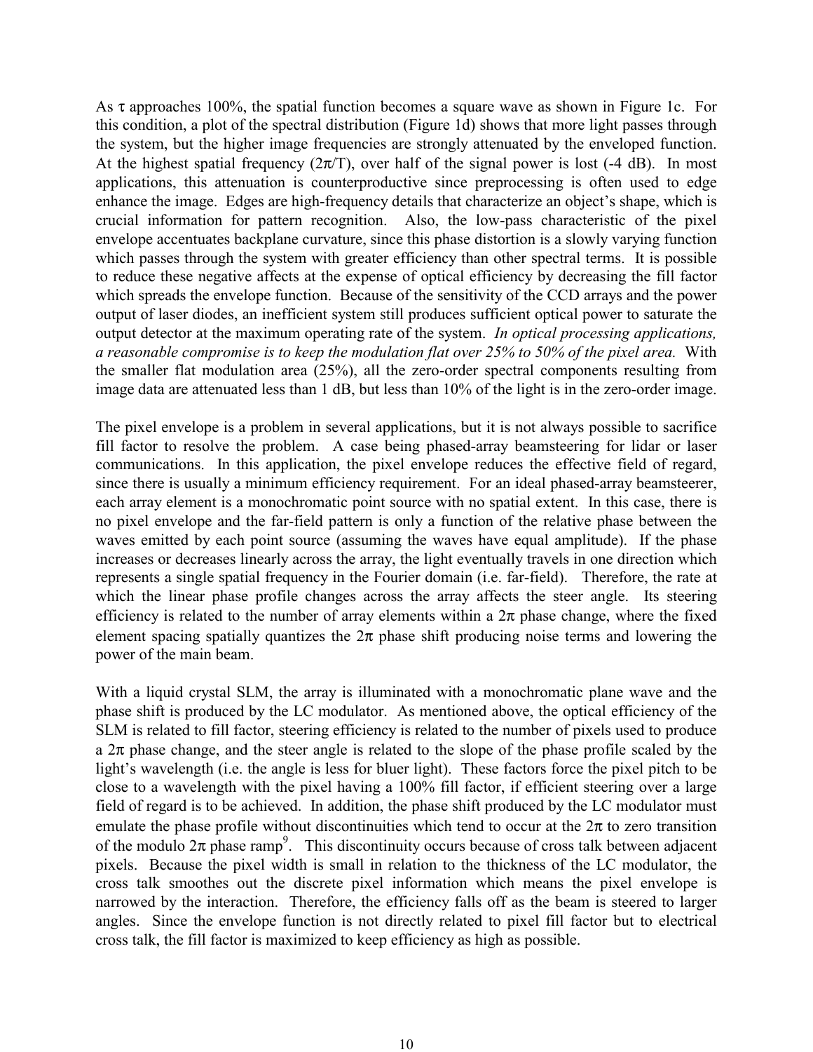As $\tau$ approaches 100%, the spatial function becomes a square wave as shown in Figure 1c. For this condition, a plot of the spectral distribution (Figure 1d) shows that more light passes through the system, but the higher image frequencies are strongly attenuated by the enveloped function. At the highest spatial frequency ($2\pi/T$), over half of the signal power is lost (-4 dB). In most applications, this attenuation is counterproductive since preprocessing is often used to edge enhance the image. Edges are high-frequency details that characterize an object's shape, which is crucial information for pattern recognition. Also, the low-pass characteristic of the pixel envelope accentuates backplane curvature, since this phase distortion is a slowly varying function which passes through the system with greater efficiency than other spectral terms. It is possible to reduce these negative affects at the expense of optical efficiency by decreasing the fill factor which spreads the envelope function. Because of the sensitivity of the CCD arrays and the power output of laser diodes, an inefficient system still produces sufficient optical power to saturate the output detector at the maximum operating rate of the system. *In optical processing applications, a reasonable compromise is to keep the modulation flat over 25% to 50% of the pixel area.* With the smaller flat modulation area (25%), all the zero-order spectral components resulting from image data are attenuated less than 1 dB, but less than 10% of the light is in the zero-order image.

The pixel envelope is a problem in several applications, but it is not always possible to sacrifice fill factor to resolve the problem. A case being phased-array beamsteering for lidar or laser communications. In this application, the pixel envelope reduces the effective field of regard, since there is usually a minimum efficiency requirement. For an ideal phased-array beamsteerer, each array element is a monochromatic point source with no spatial extent. In this case, there is no pixel envelope and the far-field pattern is only a function of the relative phase between the waves emitted by each point source (assuming the waves have equal amplitude). If the phase increases or decreases linearly across the array, the light eventually travels in one direction which represents a single spatial frequency in the Fourier domain (i.e. far-field). Therefore, the rate at which the linear phase profile changes across the array affects the steer angle. Its steering efficiency is related to the number of array elements within a $2\pi$ phase change, where the fixed element spacing spatially quantizes the $2\pi$ phase shift producing noise terms and lowering the power of the main beam.

With a liquid crystal SLM, the array is illuminated with a monochromatic plane wave and the phase shift is produced by the LC modulator. As mentioned above, the optical efficiency of the SLM is related to fill factor, steering efficiency is related to the number of pixels used to produce a $2\pi$ phase change, and the steer angle is related to the slope of the phase profile scaled by the light's wavelength (i.e. the angle is less for bluer light). These factors force the pixel pitch to be close to a wavelength with the pixel having a 100% fill factor, if efficient steering over a large field of regard is to be achieved. In addition, the phase shift produced by the LC modulator must emulate the phase profile without discontinuities which tend to occur at the $2\pi$ to zero transition of the modulo $2\pi$ phase ramp[9]. This discontinuity occurs because of cross talk between adjacent pixels. Because the pixel width is small in relation to the thickness of the LC modulator, the cross talk smoothes out the discrete pixel information which means the pixel envelope is narrowed by the interaction. Therefore, the efficiency falls off as the beam is steered to larger angles. Since the envelope function is not directly related to pixel fill factor but to electrical cross talk, the fill factor is maximized to keep efficiency as high as possible.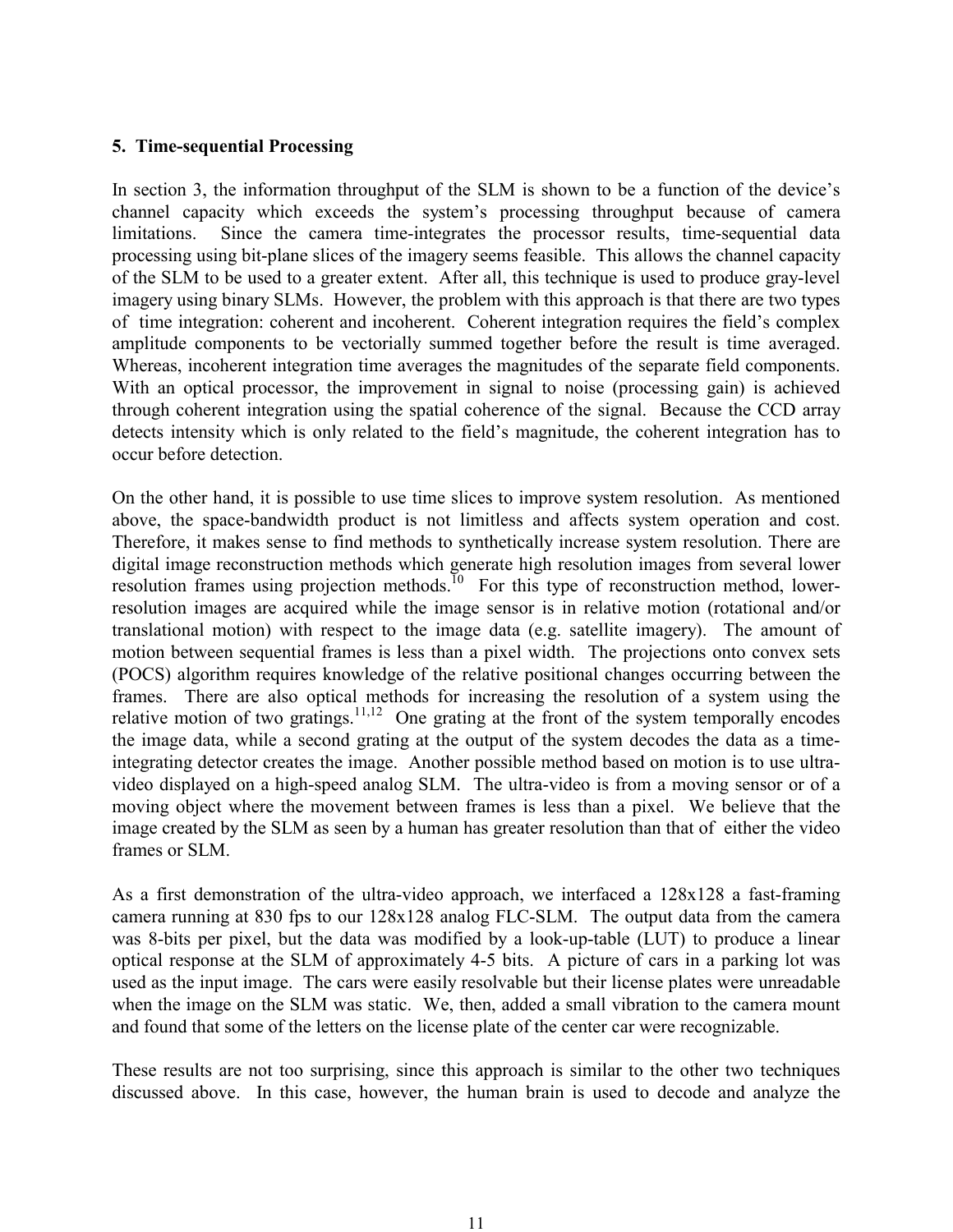## 5. Time-sequential Processing

In section 3, the information throughput of the SLM is shown to be a function of the device's channel capacity which exceeds the system's processing throughput because of camera limitations. Since the camera time-integrates the processor results, time-sequential data processing using bit-plane slices of the imagery seems feasible. This allows the channel capacity of the SLM to be used to a greater extent. After all, this technique is used to produce gray-level imagery using binary SLMs. However, the problem with this approach is that there are two types of time integration: coherent and incoherent. Coherent integration requires the field's complex amplitude components to be vectorially summed together before the result is time averaged. Whereas, incoherent integration time averages the magnitudes of the separate field components. With an optical processor, the improvement in signal to noise (processing gain) is achieved through coherent integration using the spatial coherence of the signal. Because the CCD array detects intensity which is only related to the field's magnitude, the coherent integration has to occur before detection.

On the other hand, it is possible to use time slices to improve system resolution. As mentioned above, the space-bandwidth product is not limitless and affects system operation and cost. Therefore, it makes sense to find methods to synthetically increase system resolution. There are digital image reconstruction methods which generate high resolution images from several lower resolution frames using projection methods.[10] For this type of reconstruction method, lower-resolution images are acquired while the image sensor is in relative motion (rotational and/or translational motion) with respect to the image data (e.g. satellite imagery). The amount of motion between sequential frames is less than a pixel width. The projections onto convex sets (POCS) algorithm requires knowledge of the relative positional changes occurring between the frames. There are also optical methods for increasing the resolution of a system using the relative motion of two gratings.[11,12] One grating at the front of the system temporally encodes the image data, while a second grating at the output of the system decodes the data as a time-integrating detector creates the image. Another possible method based on motion is to use ultra-video displayed on a high-speed analog SLM. The ultra-video is from a moving sensor or of a moving object where the movement between frames is less than a pixel. We believe that the image created by the SLM as seen by a human has greater resolution than that of either the video frames or SLM.

As a first demonstration of the ultra-video approach, we interfaced a 128x128 a fast-framing camera running at 830 fps to our 128x128 analog FLC-SLM. The output data from the camera was 8-bits per pixel, but the data was modified by a look-up-table (LUT) to produce a linear optical response at the SLM of approximately 4-5 bits. A picture of cars in a parking lot was used as the input image. The cars were easily resolvable but their license plates were unreadable when the image on the SLM was static. We, then, added a small vibration to the camera mount and found that some of the letters on the license plate of the center car were recognizable.

These results are not too surprising, since this approach is similar to the other two techniques discussed above. In this case, however, the human brain is used to decode and analyze the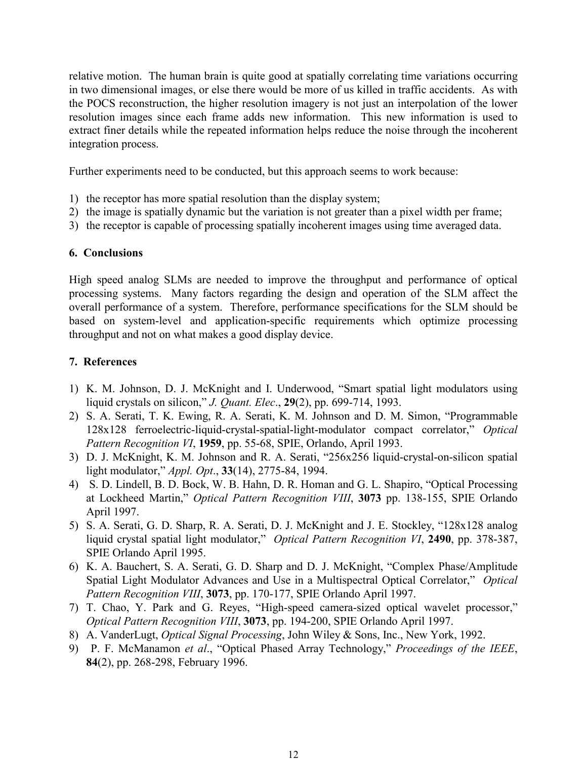relative motion. The human brain is quite good at spatially correlating time variations occurring in two dimensional images, or else there would be more of us killed in traffic accidents. As with the POCS reconstruction, the higher resolution imagery is not just an interpolation of the lower resolution images since each frame adds new information. This new information is used to extract finer details while the repeated information helps reduce the noise through the incoherent integration process.

Further experiments need to be conducted, but this approach seems to work because:

1) the receptor has more spatial resolution than the display system;
2) the image is spatially dynamic but the variation is not greater than a pixel width per frame;
3) the receptor is capable of processing spatially incoherent images using time averaged data.

## 6. Conclusions

High speed analog SLMs are needed to improve the throughput and performance of optical processing systems. Many factors regarding the design and operation of the SLM affect the overall performance of a system. Therefore, performance specifications for the SLM should be based on system-level and application-specific requirements which optimize processing throughput and not on what makes a good display device.

## 7. References

1) K. M. Johnson, D. J. McKnight and I. Underwood, "Smart spatial light modulators using liquid crystals on silicon," *J. Quant. Elec*., **29**(2), pp. 699-714, 1993.
2) S. A. Serati, T. K. Ewing, R. A. Serati, K. M. Johnson and D. M. Simon, "Programmable 128x128 ferroelectric-liquid-crystal-spatial-light-modulator compact correlator," *Optical Pattern Recognition VI*, **1959**, pp. 55-68, SPIE, Orlando, April 1993.
3) D. J. McKnight, K. M. Johnson and R. A. Serati, "256x256 liquid-crystal-on-silicon spatial light modulator," *Appl. Opt*., **33**(14), 2775-84, 1994.
4) S. D. Lindell, B. D. Bock, W. B. Hahn, D. R. Homan and G. L. Shapiro, "Optical Processing at Lockheed Martin," *Optical Pattern Recognition VIII*, **3073** pp. 138-155, SPIE Orlando April 1997.
5) S. A. Serati, G. D. Sharp, R. A. Serati, D. J. McKnight and J. E. Stockley, "128x128 analog liquid crystal spatial light modulator," *Optical Pattern Recognition VI*, **2490**, pp. 378-387, SPIE Orlando April 1995.
6) K. A. Bauchert, S. A. Serati, G. D. Sharp and D. J. McKnight, "Complex Phase/Amplitude Spatial Light Modulator Advances and Use in a Multispectral Optical Correlator," *Optical Pattern Recognition VIII*, **3073**, pp. 170-177, SPIE Orlando April 1997.
7) T. Chao, Y. Park and G. Reyes, "High-speed camera-sized optical wavelet processor," *Optical Pattern Recognition VIII*, **3073**, pp. 194-200, SPIE Orlando April 1997.
8) A. VanderLugt, *Optical Signal Processing*, John Wiley & Sons, Inc., New York, 1992.
9) P. F. McManamon *et al*., "Optical Phased Array Technology," *Proceedings of the IEEE*, **84**(2), pp. 268-298, February 1996.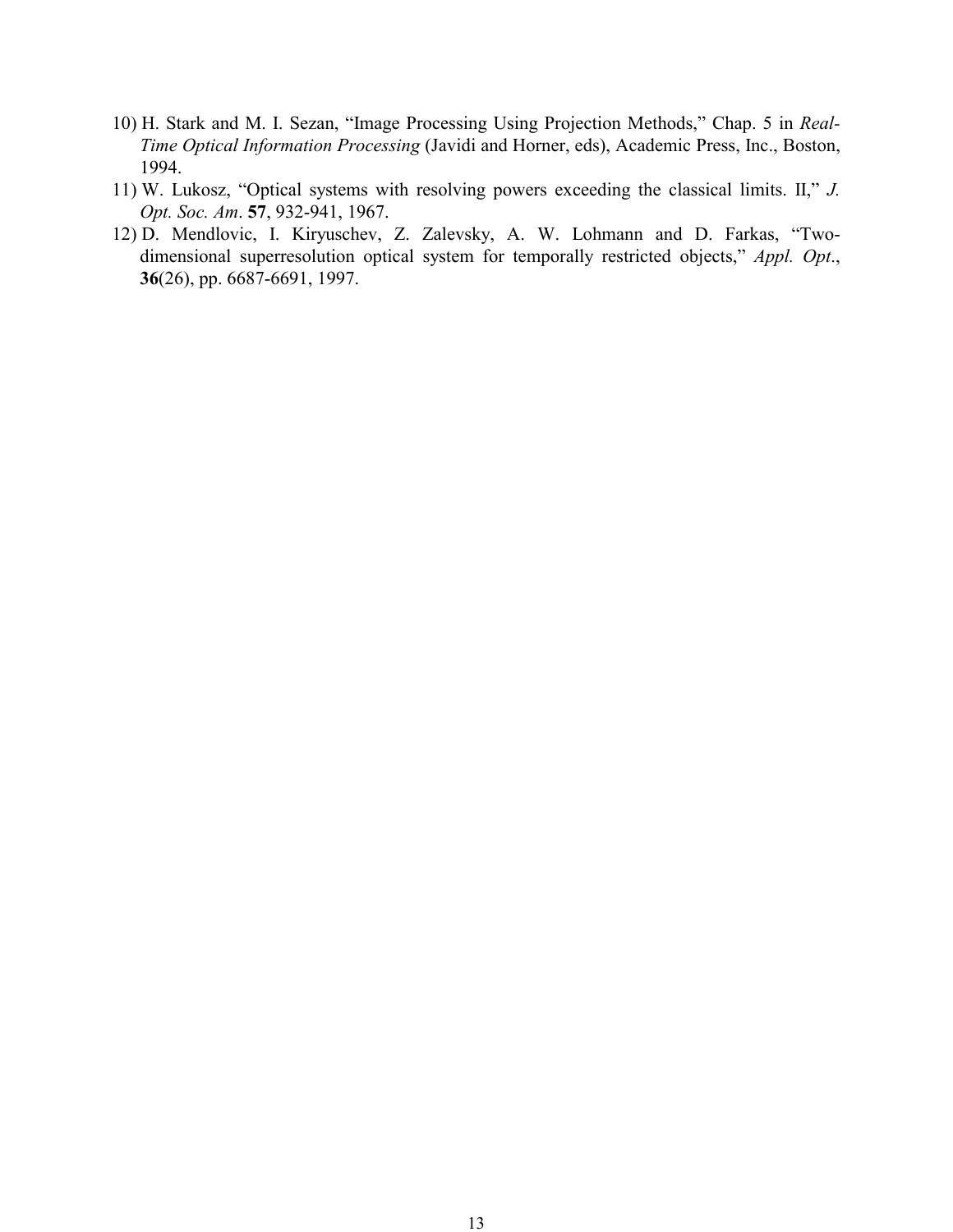10) H. Stark and M. I. Sezan, "Image Processing Using Projection Methods," Chap. 5 in *Real-Time Optical Information Processing* (Javidi and Horner, eds), Academic Press, Inc., Boston, 1994.
11) W. Lukosz, "Optical systems with resolving powers exceeding the classical limits. II," *J. Opt. Soc. Am*. **57**, 932-941, 1967.
12) D. Mendlovic, I. Kiryuschev, Z. Zalevsky, A. W. Lohmann and D. Farkas, "Two-dimensional superresolution optical system for temporally restricted objects," *Appl. Opt*., **36**(26), pp. 6687-6691, 1997.